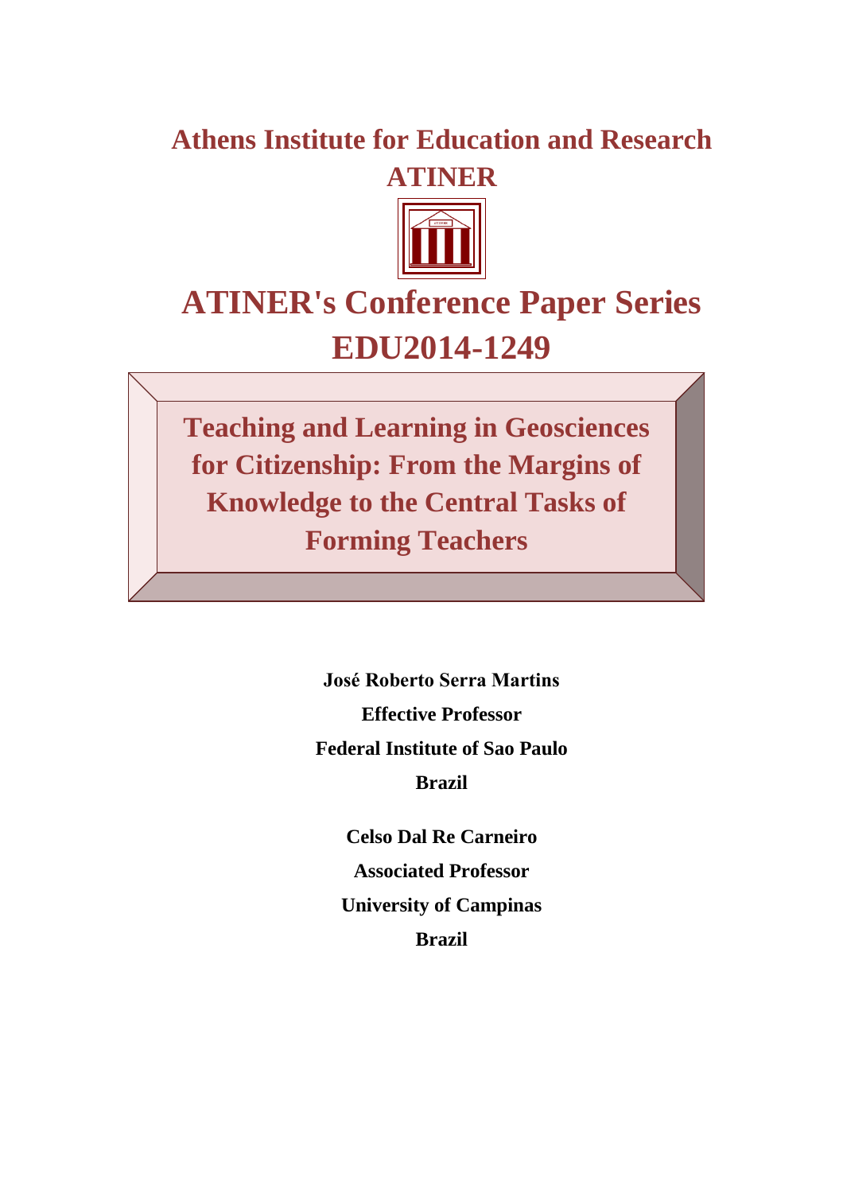# Athens Institute for Education and Research ATINER

# ATINER's Conference Paper Series EDU2014-1249

## Teaching and Learning in Geosciences for Citizenship: From the Margins of Knowledge to the Central Tasks of Forming Teachers

**José Roberto Serra Martins**
**Effective Professor**
**Federal Institute of Sao Paulo**
**Brazil**

**Celso Dal Re Carneiro**
**Associated Professor**
**University of Campinas**
**Brazil**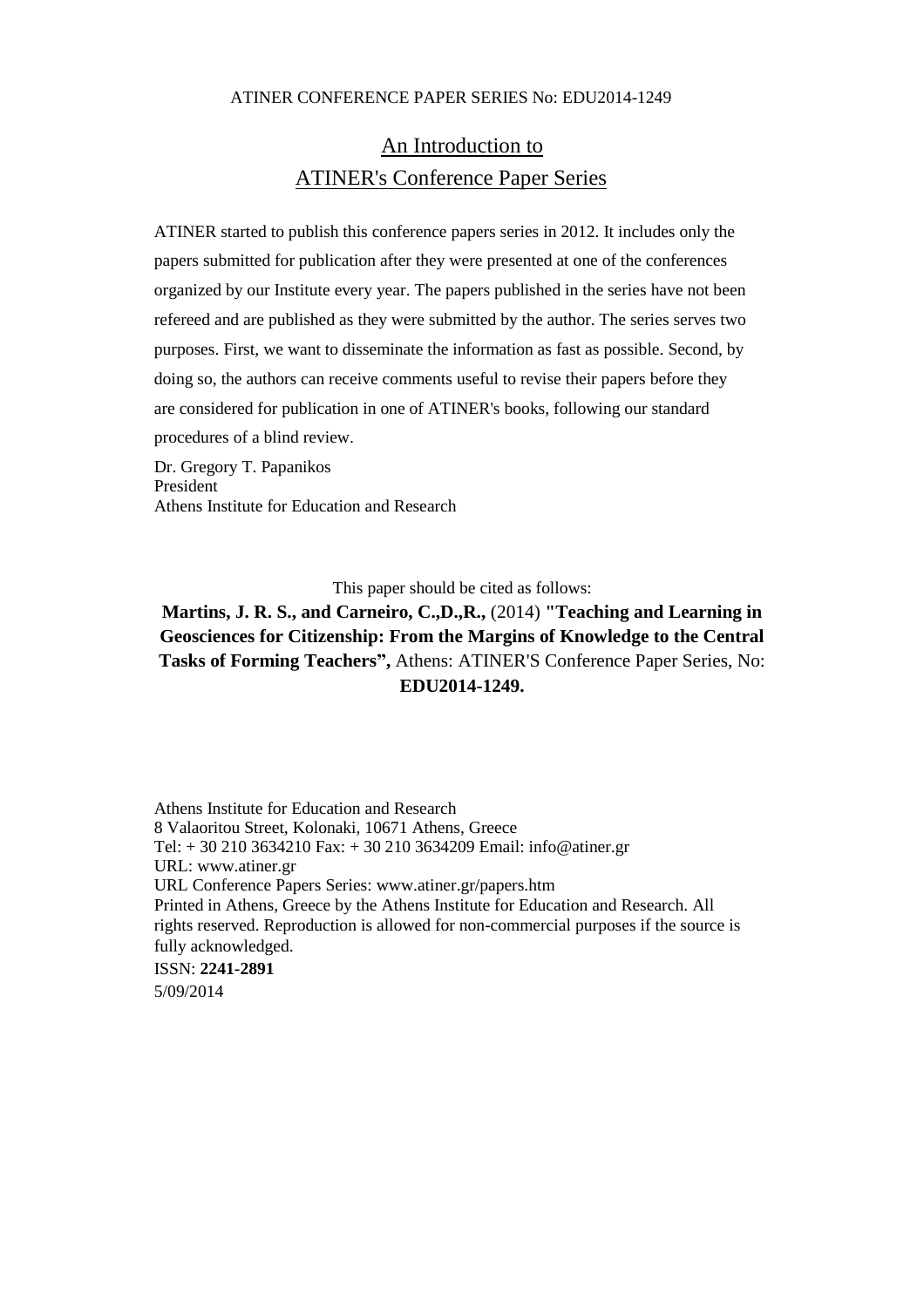## An Introduction to ATINER's Conference Paper Series

ATINER started to publish this conference papers series in 2012. It includes only the papers submitted for publication after they were presented at one of the conferences organized by our Institute every year. The papers published in the series have not been refereed and are published as they were submitted by the author. The series serves two purposes. First, we want to disseminate the information as fast as possible. Second, by doing so, the authors can receive comments useful to revise their papers before they are considered for publication in one of ATINER's books, following our standard procedures of a blind review.

Dr. Gregory T. Papanikos
President
Athens Institute for Education and Research

This paper should be cited as follows:

**Martins, J. R. S., and Carneiro, C.,D.,R.,** (2014) **"Teaching and Learning in Geosciences for Citizenship: From the Margins of Knowledge to the Central Tasks of Forming Teachers",** Athens: ATINER'S Conference Paper Series, No: **EDU2014-1249.**

Athens Institute for Education and Research
8 Valaoritou Street, Kolonaki, 10671 Athens, Greece
Tel: + 30 210 3634210 Fax: + 30 210 3634209 Email: info@atiner.gr
URL: www.atiner.gr
URL Conference Papers Series: www.atiner.gr/papers.htm
Printed in Athens, Greece by the Athens Institute for Education and Research. All rights reserved. Reproduction is allowed for non-commercial purposes if the source is fully acknowledged.
ISSN: **2241-2891**
5/09/2014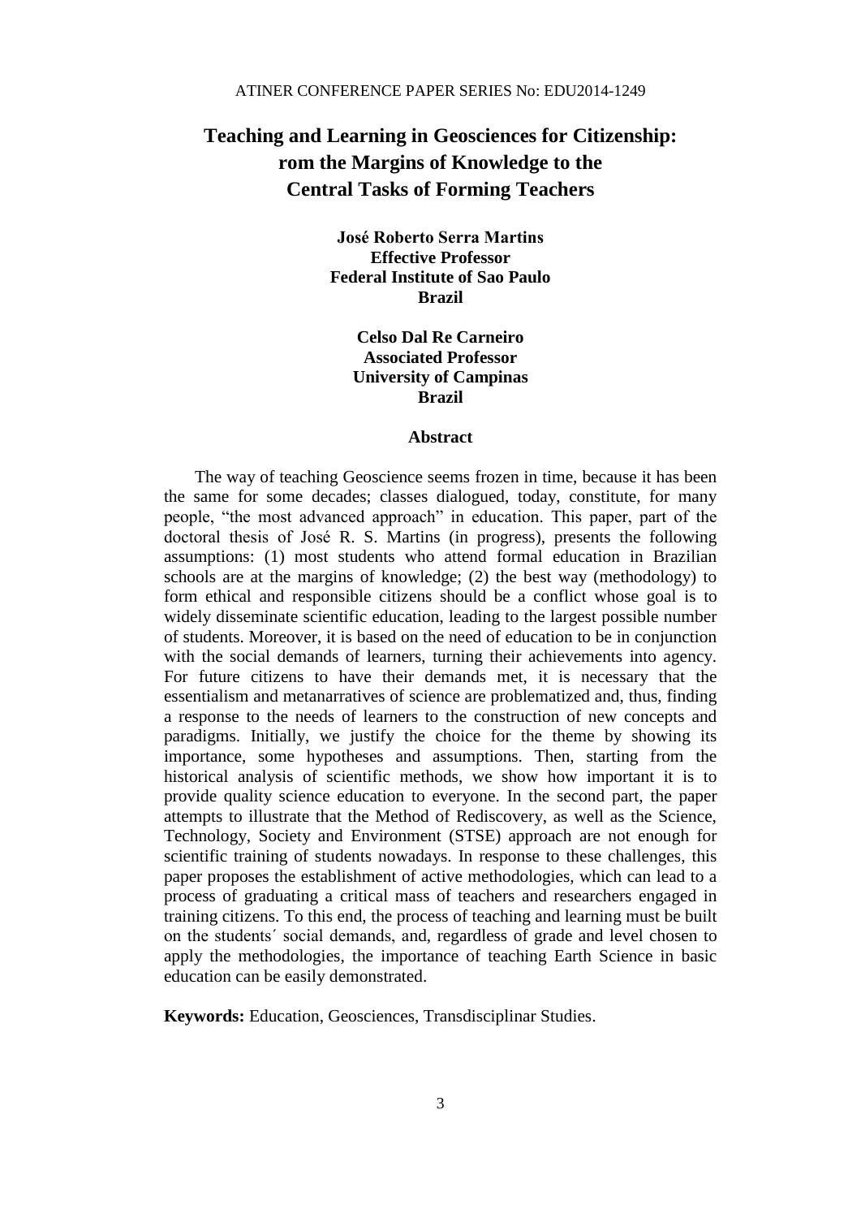# Teaching and Learning in Geosciences for Citizenship: rom the Margins of Knowledge to the Central Tasks of Forming Teachers

**José Roberto Serra Martins**
**Effective Professor**
**Federal Institute of Sao Paulo**
**Brazil**

**Celso Dal Re Carneiro**
**Associated Professor**
**University of Campinas**
**Brazil**

## Abstract

The way of teaching Geoscience seems frozen in time, because it has been the same for some decades; classes dialogued, today, constitute, for many people, "the most advanced approach" in education. This paper, part of the doctoral thesis of José R. S. Martins (in progress), presents the following assumptions: (1) most students who attend formal education in Brazilian schools are at the margins of knowledge; (2) the best way (methodology) to form ethical and responsible citizens should be a conflict whose goal is to widely disseminate scientific education, leading to the largest possible number of students. Moreover, it is based on the need of education to be in conjunction with the social demands of learners, turning their achievements into agency. For future citizens to have their demands met, it is necessary that the essentialism and metanarratives of science are problematized and, thus, finding a response to the needs of learners to the construction of new concepts and paradigms. Initially, we justify the choice for the theme by showing its importance, some hypotheses and assumptions. Then, starting from the historical analysis of scientific methods, we show how important it is to provide quality science education to everyone. In the second part, the paper attempts to illustrate that the Method of Rediscovery, as well as the Science, Technology, Society and Environment (STSE) approach are not enough for scientific training of students nowadays. In response to these challenges, this paper proposes the establishment of active methodologies, which can lead to a process of graduating a critical mass of teachers and researchers engaged in training citizens. To this end, the process of teaching and learning must be built on the students´ social demands, and, regardless of grade and level chosen to apply the methodologies, the importance of teaching Earth Science in basic education can be easily demonstrated.

**Keywords:** Education, Geosciences, Transdisciplinar Studies.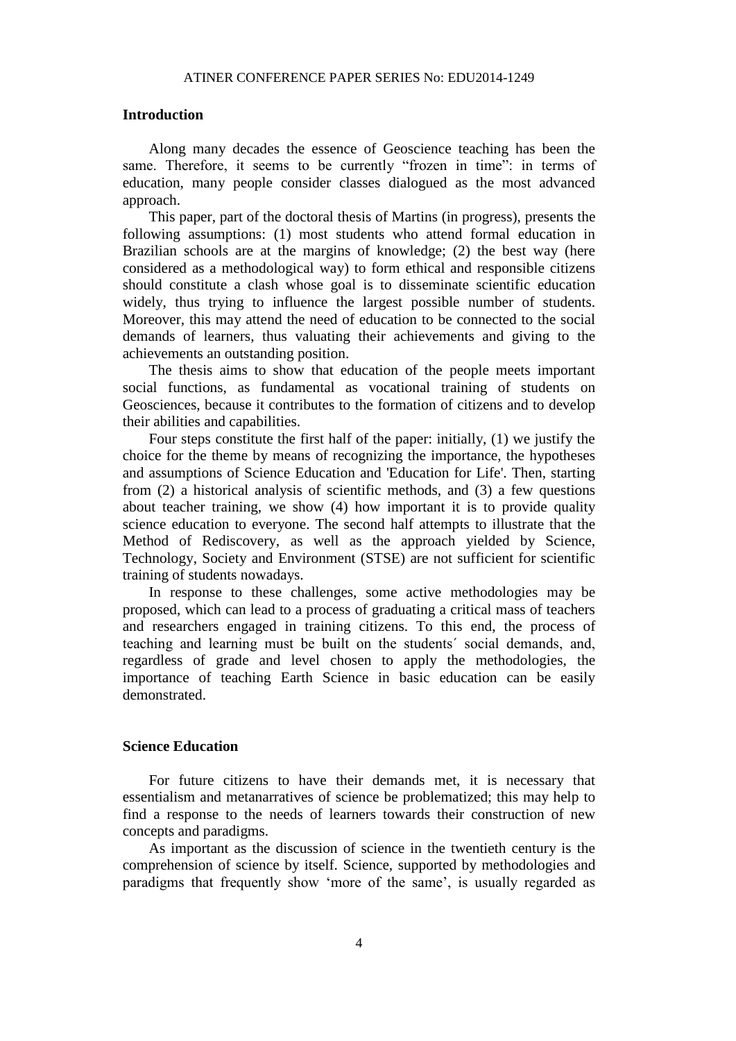## Introduction

Along many decades the essence of Geoscience teaching has been the same. Therefore, it seems to be currently "frozen in time": in terms of education, many people consider classes dialogued as the most advanced approach.

This paper, part of the doctoral thesis of Martins (in progress), presents the following assumptions: (1) most students who attend formal education in Brazilian schools are at the margins of knowledge; (2) the best way (here considered as a methodological way) to form ethical and responsible citizens should constitute a clash whose goal is to disseminate scientific education widely, thus trying to influence the largest possible number of students. Moreover, this may attend the need of education to be connected to the social demands of learners, thus valuating their achievements and giving to the achievements an outstanding position.

The thesis aims to show that education of the people meets important social functions, as fundamental as vocational training of students on Geosciences, because it contributes to the formation of citizens and to develop their abilities and capabilities.

Four steps constitute the first half of the paper: initially, (1) we justify the choice for the theme by means of recognizing the importance, the hypotheses and assumptions of Science Education and 'Education for Life'. Then, starting from (2) a historical analysis of scientific methods, and (3) a few questions about teacher training, we show (4) how important it is to provide quality science education to everyone. The second half attempts to illustrate that the Method of Rediscovery, as well as the approach yielded by Science, Technology, Society and Environment (STSE) are not sufficient for scientific training of students nowadays.

In response to these challenges, some active methodologies may be proposed, which can lead to a process of graduating a critical mass of teachers and researchers engaged in training citizens. To this end, the process of teaching and learning must be built on the students´ social demands, and, regardless of grade and level chosen to apply the methodologies, the importance of teaching Earth Science in basic education can be easily demonstrated.

## Science Education

For future citizens to have their demands met, it is necessary that essentialism and metanarratives of science be problematized; this may help to find a response to the needs of learners towards their construction of new concepts and paradigms.

As important as the discussion of science in the twentieth century is the comprehension of science by itself. Science, supported by methodologies and paradigms that frequently show 'more of the same', is usually regarded as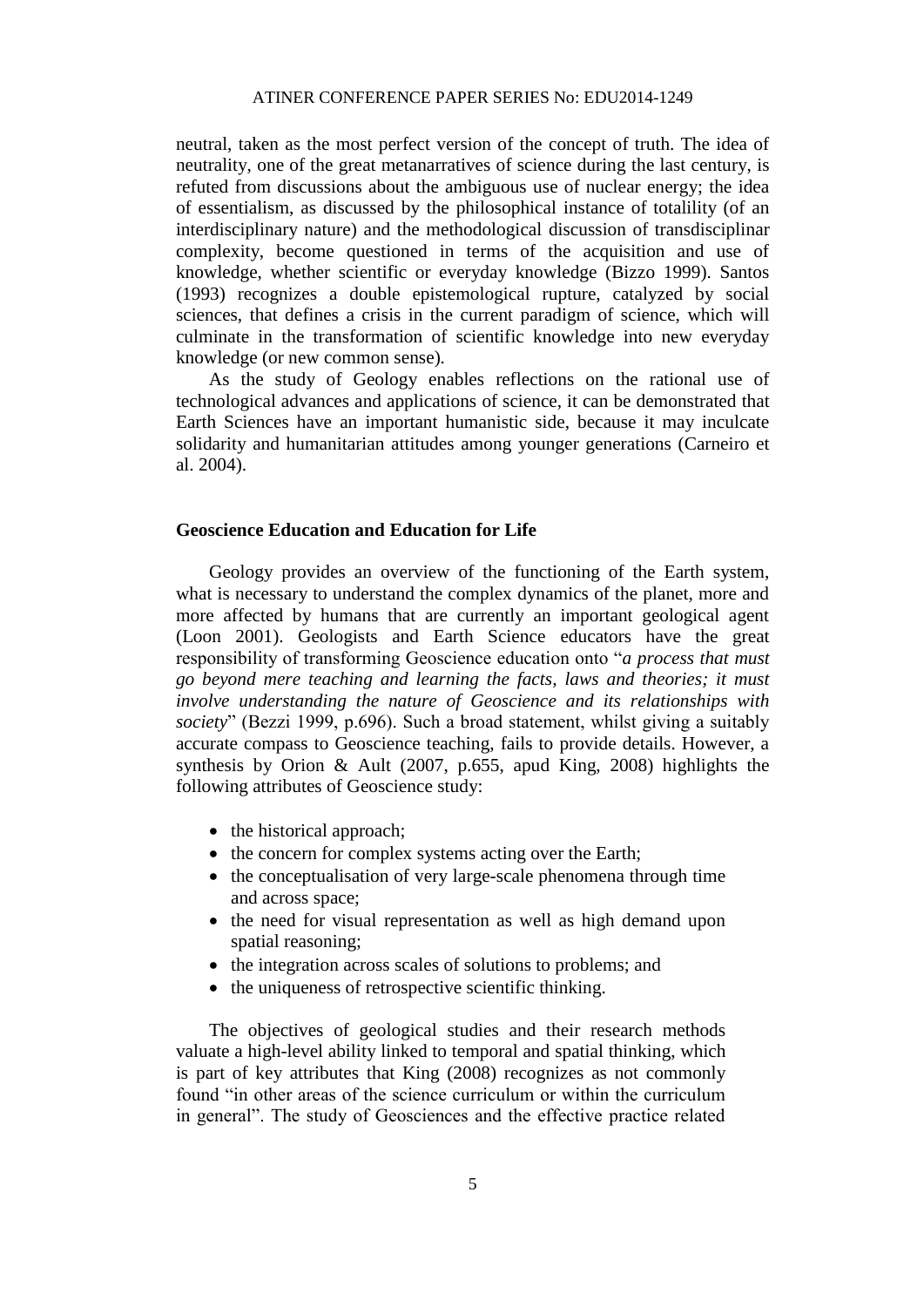neutral, taken as the most perfect version of the concept of truth. The idea of neutrality, one of the great metanarratives of science during the last century, is refuted from discussions about the ambiguous use of nuclear energy; the idea of essentialism, as discussed by the philosophical instance of totalility (of an interdisciplinary nature) and the methodological discussion of transdisciplinar complexity, become questioned in terms of the acquisition and use of knowledge, whether scientific or everyday knowledge (Bizzo 1999). Santos (1993) recognizes a double epistemological rupture, catalyzed by social sciences, that defines a crisis in the current paradigm of science, which will culminate in the transformation of scientific knowledge into new everyday knowledge (or new common sense).

As the study of Geology enables reflections on the rational use of technological advances and applications of science, it can be demonstrated that Earth Sciences have an important humanistic side, because it may inculcate solidarity and humanitarian attitudes among younger generations (Carneiro et al. 2004).

## Geoscience Education and Education for Life

Geology provides an overview of the functioning of the Earth system, what is necessary to understand the complex dynamics of the planet, more and more affected by humans that are currently an important geological agent (Loon 2001). Geologists and Earth Science educators have the great responsibility of transforming Geoscience education onto "*a process that must go beyond mere teaching and learning the facts, laws and theories; it must involve understanding the nature of Geoscience and its relationships with society*" (Bezzi 1999, p.696). Such a broad statement, whilst giving a suitably accurate compass to Geoscience teaching, fails to provide details. However, a synthesis by Orion & Ault (2007, p.655, apud King, 2008) highlights the following attributes of Geoscience study:

- the historical approach;
- the concern for complex systems acting over the Earth;
- the conceptualisation of very large-scale phenomena through time and across space;
- the need for visual representation as well as high demand upon spatial reasoning;
- the integration across scales of solutions to problems; and
- the uniqueness of retrospective scientific thinking.

The objectives of geological studies and their research methods valuate a high-level ability linked to temporal and spatial thinking, which is part of key attributes that King (2008) recognizes as not commonly found "in other areas of the science curriculum or within the curriculum in general". The study of Geosciences and the effective practice related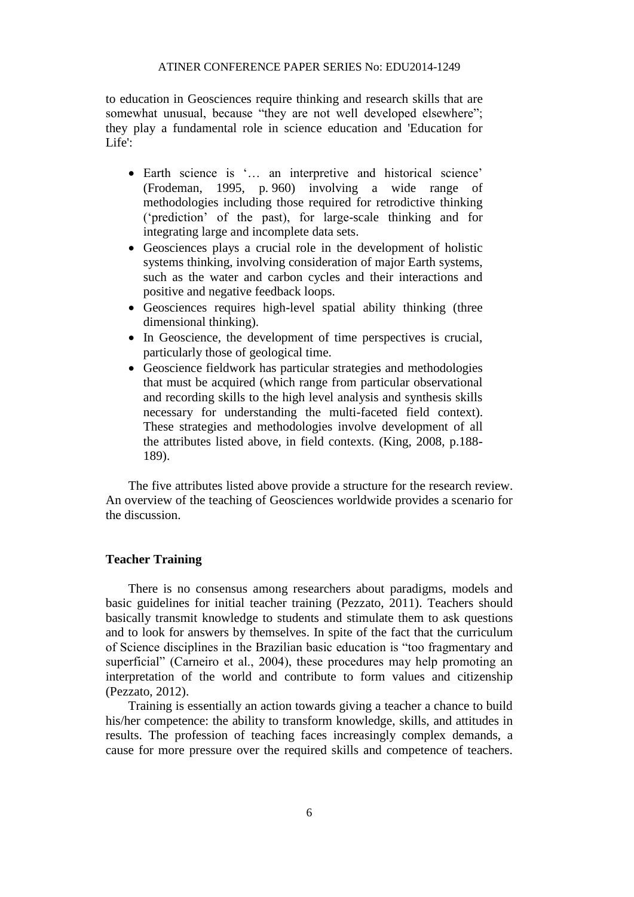to education in Geosciences require thinking and research skills that are somewhat unusual, because "they are not well developed elsewhere"; they play a fundamental role in science education and 'Education for Life':

- Earth science is '… an interpretive and historical science' (Frodeman, 1995, p. 960) involving a wide range of methodologies including those required for retrodictive thinking ('prediction' of the past), for large-scale thinking and for integrating large and incomplete data sets.
- Geosciences plays a crucial role in the development of holistic systems thinking, involving consideration of major Earth systems, such as the water and carbon cycles and their interactions and positive and negative feedback loops.
- Geosciences requires high-level spatial ability thinking (three dimensional thinking).
- In Geoscience, the development of time perspectives is crucial, particularly those of geological time.
- Geoscience fieldwork has particular strategies and methodologies that must be acquired (which range from particular observational and recording skills to the high level analysis and synthesis skills necessary for understanding the multi-faceted field context). These strategies and methodologies involve development of all the attributes listed above, in field contexts. (King, 2008, p.188-189).

The five attributes listed above provide a structure for the research review. An overview of the teaching of Geosciences worldwide provides a scenario for the discussion.

## Teacher Training

There is no consensus among researchers about paradigms, models and basic guidelines for initial teacher training (Pezzato, 2011). Teachers should basically transmit knowledge to students and stimulate them to ask questions and to look for answers by themselves. In spite of the fact that the curriculum of Science disciplines in the Brazilian basic education is "too fragmentary and superficial" (Carneiro et al., 2004), these procedures may help promoting an interpretation of the world and contribute to form values and citizenship (Pezzato, 2012).

Training is essentially an action towards giving a teacher a chance to build his/her competence: the ability to transform knowledge, skills, and attitudes in results. The profession of teaching faces increasingly complex demands, a cause for more pressure over the required skills and competence of teachers.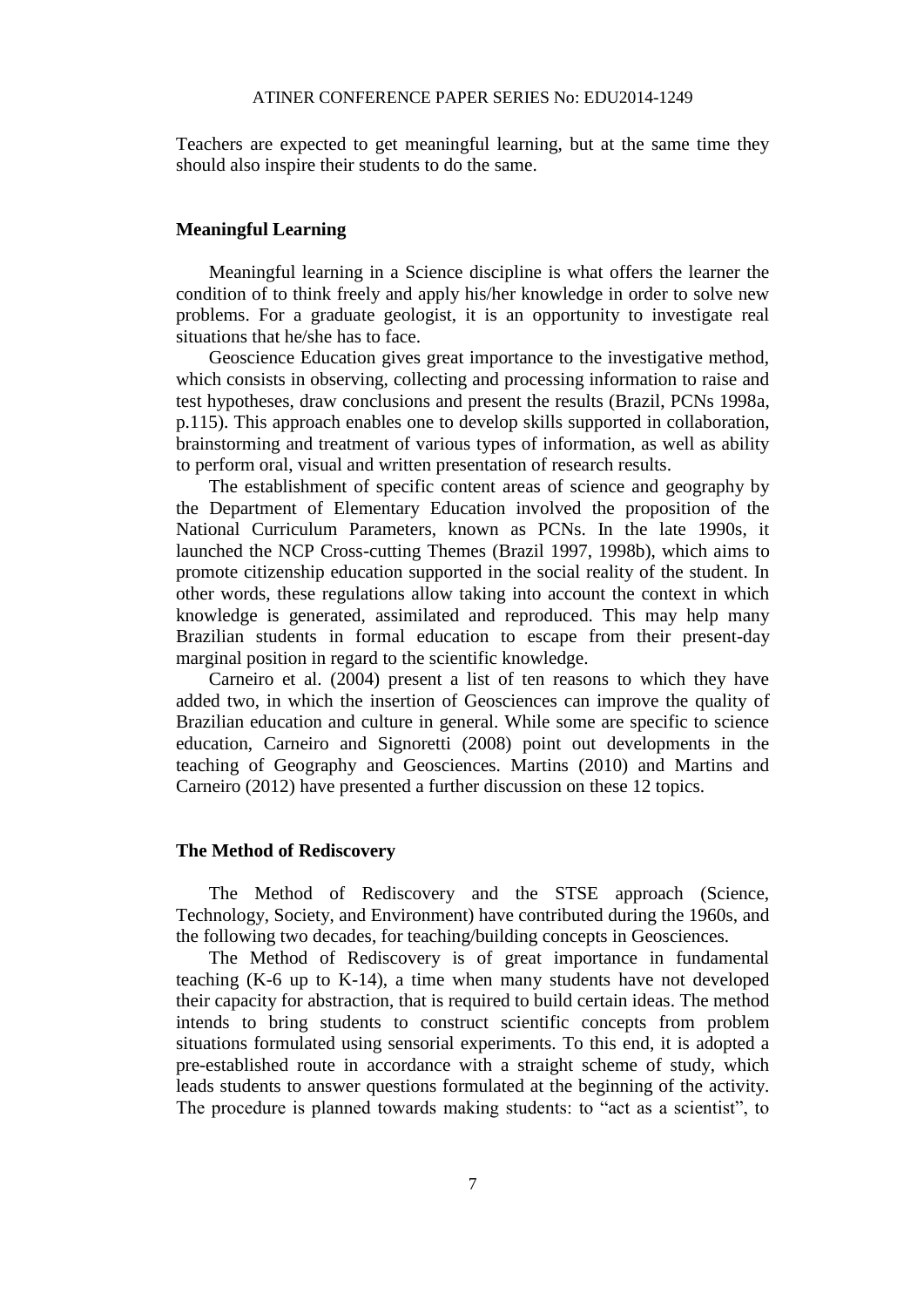Teachers are expected to get meaningful learning, but at the same time they should also inspire their students to do the same.

## Meaningful Learning

Meaningful learning in a Science discipline is what offers the learner the condition of to think freely and apply his/her knowledge in order to solve new problems. For a graduate geologist, it is an opportunity to investigate real situations that he/she has to face.

Geoscience Education gives great importance to the investigative method, which consists in observing, collecting and processing information to raise and test hypotheses, draw conclusions and present the results (Brazil, PCNs 1998a, p.115). This approach enables one to develop skills supported in collaboration, brainstorming and treatment of various types of information, as well as ability to perform oral, visual and written presentation of research results.

The establishment of specific content areas of science and geography by the Department of Elementary Education involved the proposition of the National Curriculum Parameters, known as PCNs. In the late 1990s, it launched the NCP Cross-cutting Themes (Brazil 1997, 1998b), which aims to promote citizenship education supported in the social reality of the student. In other words, these regulations allow taking into account the context in which knowledge is generated, assimilated and reproduced. This may help many Brazilian students in formal education to escape from their present-day marginal position in regard to the scientific knowledge.

Carneiro et al. (2004) present a list of ten reasons to which they have added two, in which the insertion of Geosciences can improve the quality of Brazilian education and culture in general. While some are specific to science education, Carneiro and Signoretti (2008) point out developments in the teaching of Geography and Geosciences. Martins (2010) and Martins and Carneiro (2012) have presented a further discussion on these 12 topics.

## The Method of Rediscovery

The Method of Rediscovery and the STSE approach (Science, Technology, Society, and Environment) have contributed during the 1960s, and the following two decades, for teaching/building concepts in Geosciences.

The Method of Rediscovery is of great importance in fundamental teaching (K-6 up to K-14), a time when many students have not developed their capacity for abstraction, that is required to build certain ideas. The method intends to bring students to construct scientific concepts from problem situations formulated using sensorial experiments. To this end, it is adopted a pre-established route in accordance with a straight scheme of study, which leads students to answer questions formulated at the beginning of the activity. The procedure is planned towards making students: to "act as a scientist", to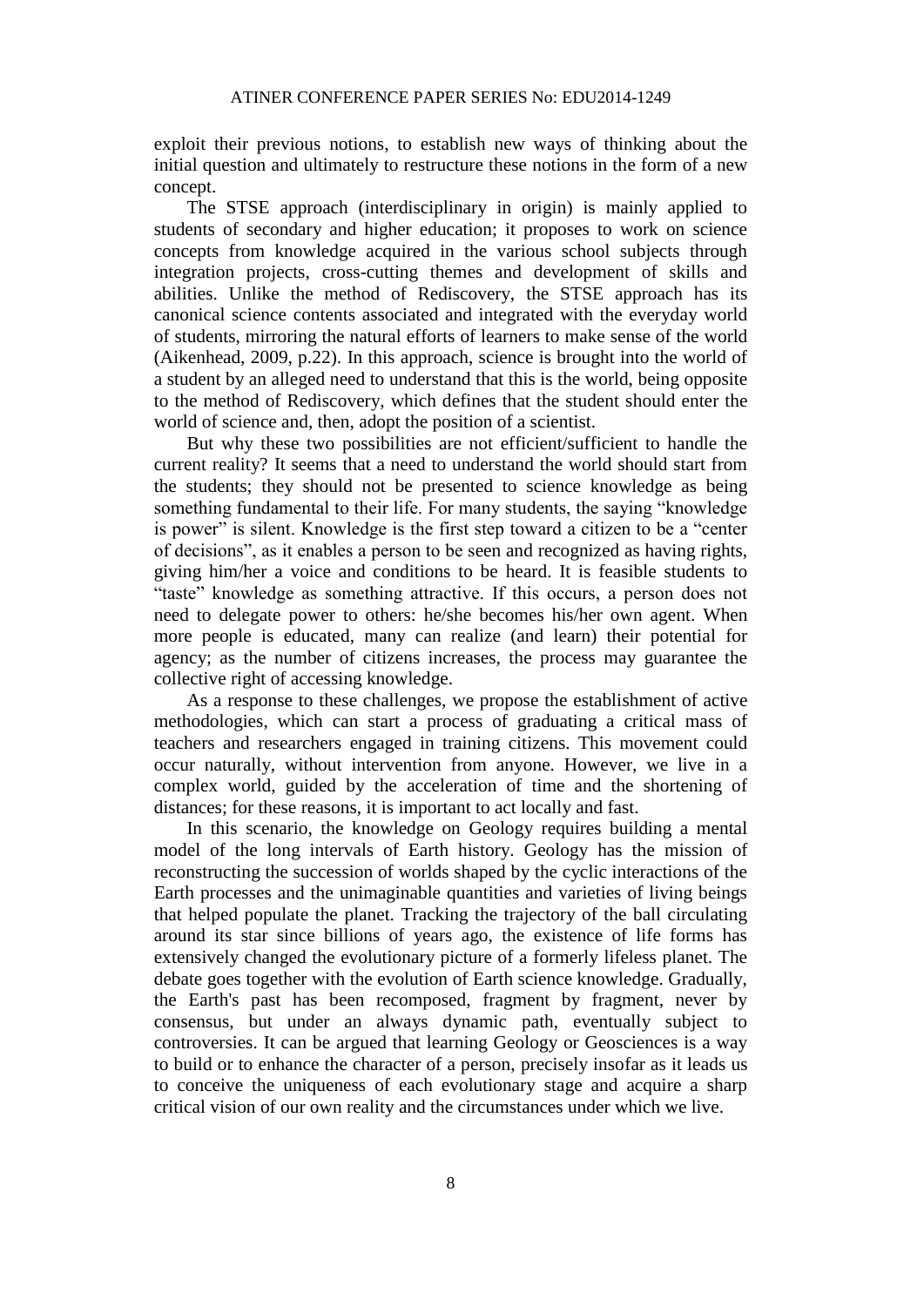exploit their previous notions, to establish new ways of thinking about the initial question and ultimately to restructure these notions in the form of a new concept.

The STSE approach (interdisciplinary in origin) is mainly applied to students of secondary and higher education; it proposes to work on science concepts from knowledge acquired in the various school subjects through integration projects, cross-cutting themes and development of skills and abilities. Unlike the method of Rediscovery, the STSE approach has its canonical science contents associated and integrated with the everyday world of students, mirroring the natural efforts of learners to make sense of the world (Aikenhead, 2009, p.22). In this approach, science is brought into the world of a student by an alleged need to understand that this is the world, being opposite to the method of Rediscovery, which defines that the student should enter the world of science and, then, adopt the position of a scientist.

But why these two possibilities are not efficient/sufficient to handle the current reality? It seems that a need to understand the world should start from the students; they should not be presented to science knowledge as being something fundamental to their life. For many students, the saying "knowledge is power" is silent. Knowledge is the first step toward a citizen to be a "center of decisions", as it enables a person to be seen and recognized as having rights, giving him/her a voice and conditions to be heard. It is feasible students to "taste" knowledge as something attractive. If this occurs, a person does not need to delegate power to others: he/she becomes his/her own agent. When more people is educated, many can realize (and learn) their potential for agency; as the number of citizens increases, the process may guarantee the collective right of accessing knowledge.

As a response to these challenges, we propose the establishment of active methodologies, which can start a process of graduating a critical mass of teachers and researchers engaged in training citizens. This movement could occur naturally, without intervention from anyone. However, we live in a complex world, guided by the acceleration of time and the shortening of distances; for these reasons, it is important to act locally and fast.

In this scenario, the knowledge on Geology requires building a mental model of the long intervals of Earth history. Geology has the mission of reconstructing the succession of worlds shaped by the cyclic interactions of the Earth processes and the unimaginable quantities and varieties of living beings that helped populate the planet. Tracking the trajectory of the ball circulating around its star since billions of years ago, the existence of life forms has extensively changed the evolutionary picture of a formerly lifeless planet. The debate goes together with the evolution of Earth science knowledge. Gradually, the Earth's past has been recomposed, fragment by fragment, never by consensus, but under an always dynamic path, eventually subject to controversies. It can be argued that learning Geology or Geosciences is a way to build or to enhance the character of a person, precisely insofar as it leads us to conceive the uniqueness of each evolutionary stage and acquire a sharp critical vision of our own reality and the circumstances under which we live.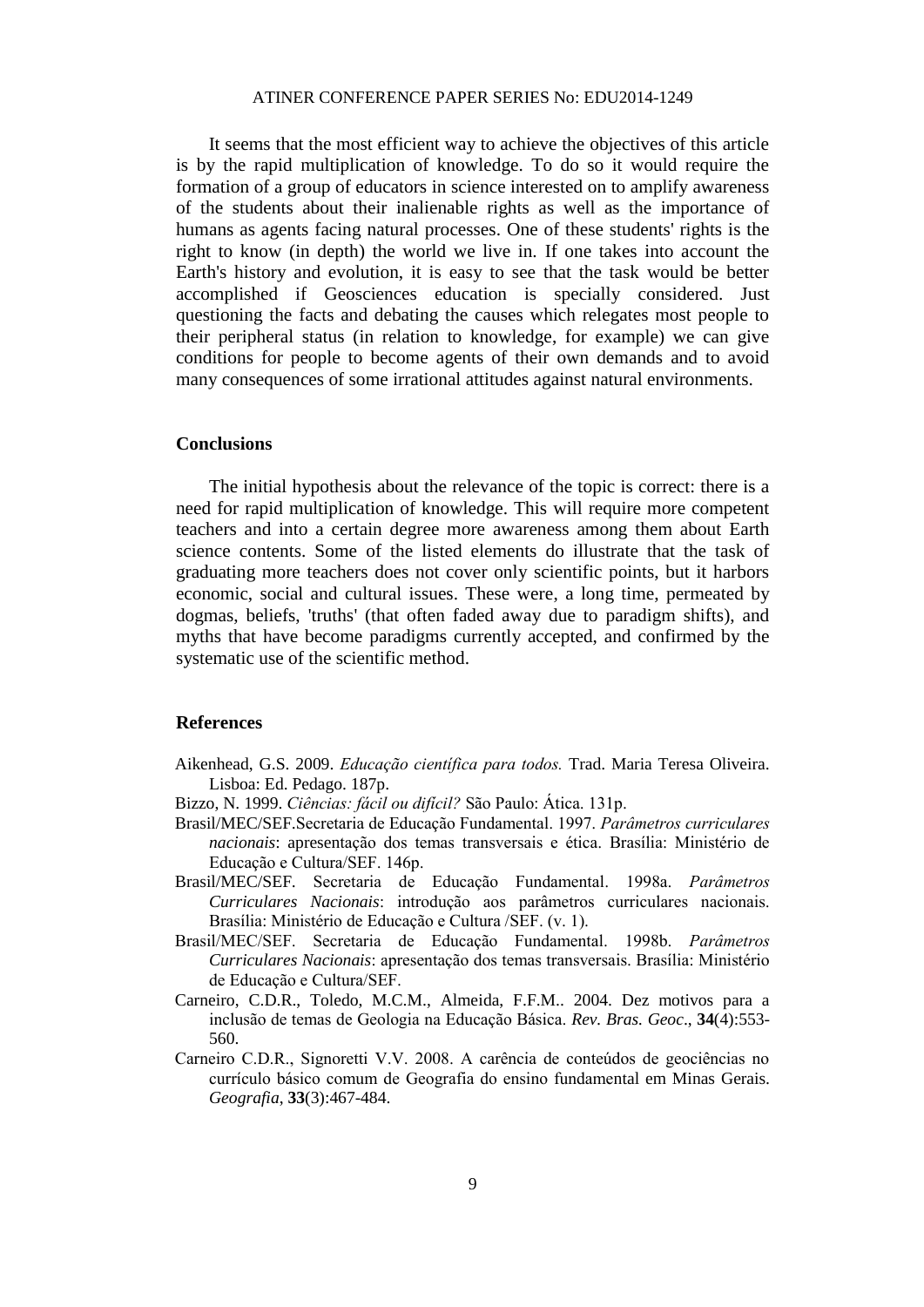It seems that the most efficient way to achieve the objectives of this article is by the rapid multiplication of knowledge. To do so it would require the formation of a group of educators in science interested on to amplify awareness of the students about their inalienable rights as well as the importance of humans as agents facing natural processes. One of these students' rights is the right to know (in depth) the world we live in. If one takes into account the Earth's history and evolution, it is easy to see that the task would be better accomplished if Geosciences education is specially considered. Just questioning the facts and debating the causes which relegates most people to their peripheral status (in relation to knowledge, for example) we can give conditions for people to become agents of their own demands and to avoid many consequences of some irrational attitudes against natural environments.

## Conclusions

The initial hypothesis about the relevance of the topic is correct: there is a need for rapid multiplication of knowledge. This will require more competent teachers and into a certain degree more awareness among them about Earth science contents. Some of the listed elements do illustrate that the task of graduating more teachers does not cover only scientific points, but it harbors economic, social and cultural issues. These were, a long time, permeated by dogmas, beliefs, 'truths' (that often faded away due to paradigm shifts), and myths that have become paradigms currently accepted, and confirmed by the systematic use of the scientific method.

## References

Aikenhead, G.S. 2009. *Educação científica para todos.* Trad. Maria Teresa Oliveira. Lisboa: Ed. Pedago. 187p.

Bizzo, N. 1999. *Ciências: fácil ou difícil?* São Paulo: Ática. 131p.

Brasil/MEC/SEF.Secretaria de Educação Fundamental. 1997. *Parâmetros curriculares nacionais*: apresentação dos temas transversais e ética. Brasília: Ministério de Educação e Cultura/SEF. 146p.

Brasil/MEC/SEF. Secretaria de Educação Fundamental. 1998a. *Parâmetros Curriculares Nacionais*: introdução aos parâmetros curriculares nacionais. Brasília: Ministério de Educação e Cultura /SEF. (v. 1).

Brasil/MEC/SEF. Secretaria de Educação Fundamental. 1998b. *Parâmetros Curriculares Nacionais*: apresentação dos temas transversais. Brasília: Ministério de Educação e Cultura/SEF.

Carneiro, C.D.R., Toledo, M.C.M., Almeida, F.F.M.. 2004. Dez motivos para a inclusão de temas de Geologia na Educação Básica. *Rev. Bras. Geoc*., **34**(4):553-560.

Carneiro C.D.R., Signoretti V.V. 2008. A carência de conteúdos de geociências no currículo básico comum de Geografia do ensino fundamental em Minas Gerais. *Geografia*, **33**(3):467-484.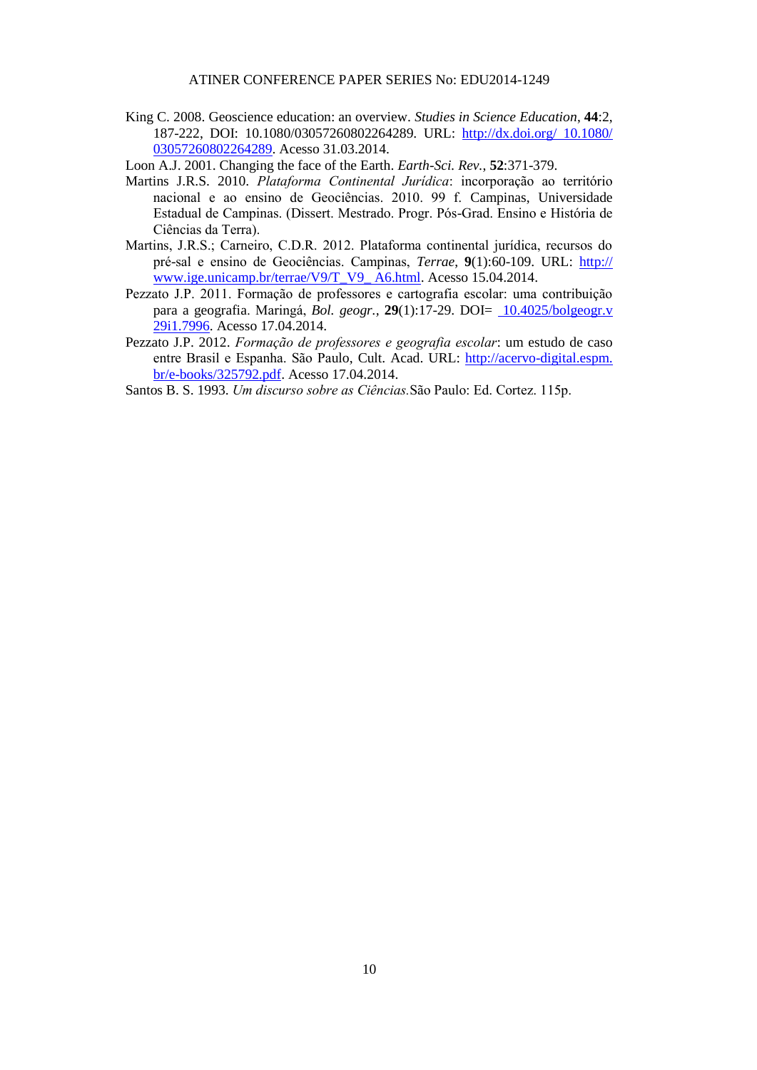King C. 2008. Geoscience education: an overview. *Studies in Science Education*, **44**:2, 187-222, DOI: 10.1080/03057260802264289. URL: http://dx.doi.org/ 10.1080/03057260802264289. Acesso 31.03.2014.

Loon A.J. 2001. Changing the face of the Earth. *Earth-Sci. Rev.*, **52**:371-379.

Martins J.R.S. 2010. *Plataforma Continental Jurídica*: incorporação ao território nacional e ao ensino de Geociências. 2010. 99 f. Campinas, Universidade Estadual de Campinas. (Dissert. Mestrado. Progr. Pós-Grad. Ensino e História de Ciências da Terra).

Martins, J.R.S.; Carneiro, C.D.R. 2012. Plataforma continental jurídica, recursos do pré-sal e ensino de Geociências. Campinas, *Terrae*, **9**(1):60-109. URL: http://www.ige.unicamp.br/terrae/V9/T_V9_ A6.html. Acesso 15.04.2014.

Pezzato J.P. 2011. Formação de professores e cartografia escolar: uma contribuição para a geografia. Maringá, *Bol. geogr.*, **29**(1):17-29. DOI= 10.4025/bolgeogr.v29i1.7996. Acesso 17.04.2014.

Pezzato J.P. 2012. *Formação de professores e geografia escolar*: um estudo de caso entre Brasil e Espanha. São Paulo, Cult. Acad. URL: http://acervo-digital.espm.br/e-books/325792.pdf. Acesso 17.04.2014.

Santos B. S. 1993. *Um discurso sobre as Ciências.*São Paulo: Ed. Cortez. 115p.